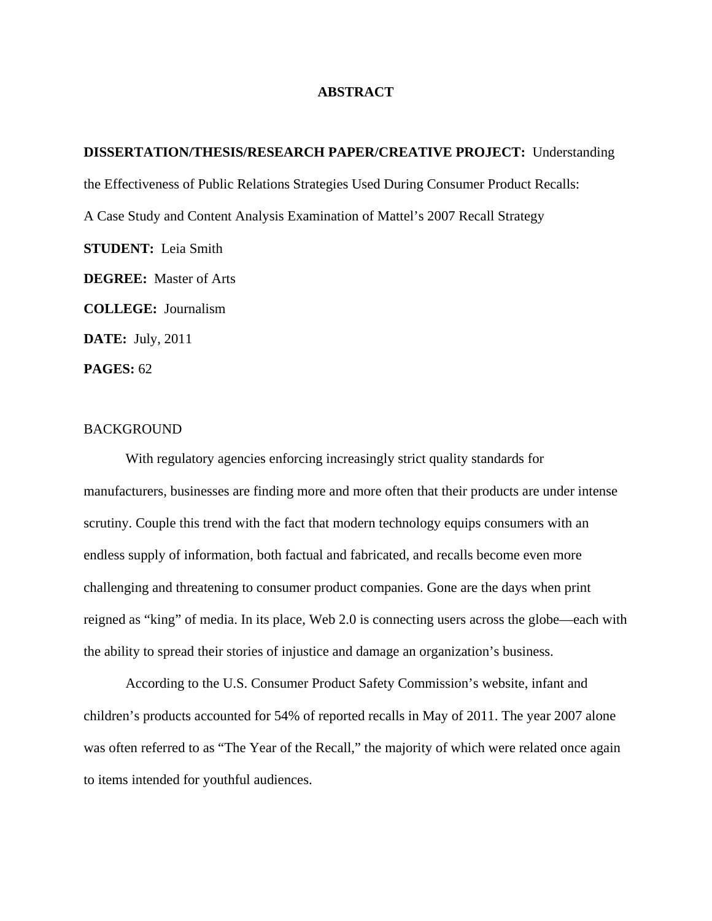# ABSTRACT

**DISSERTATION/THESIS/RESEARCH PAPER/CREATIVE PROJECT:** Understanding the Effectiveness of Public Relations Strategies Used During Consumer Product Recalls: A Case Study and Content Analysis Examination of Mattel's 2007 Recall Strategy

**STUDENT:** Leia Smith

**DEGREE:** Master of Arts

**COLLEGE:** Journalism

**DATE:** July, 2011

**PAGES:** 62

## BACKGROUND

With regulatory agencies enforcing increasingly strict quality standards for manufacturers, businesses are finding more and more often that their products are under intense scrutiny. Couple this trend with the fact that modern technology equips consumers with an endless supply of information, both factual and fabricated, and recalls become even more challenging and threatening to consumer product companies. Gone are the days when print reigned as "king" of media. In its place, Web 2.0 is connecting users across the globe—each with the ability to spread their stories of injustice and damage an organization's business.

According to the U.S. Consumer Product Safety Commission's website, infant and children's products accounted for 54% of reported recalls in May of 2011. The year 2007 alone was often referred to as "The Year of the Recall," the majority of which were related once again to items intended for youthful audiences.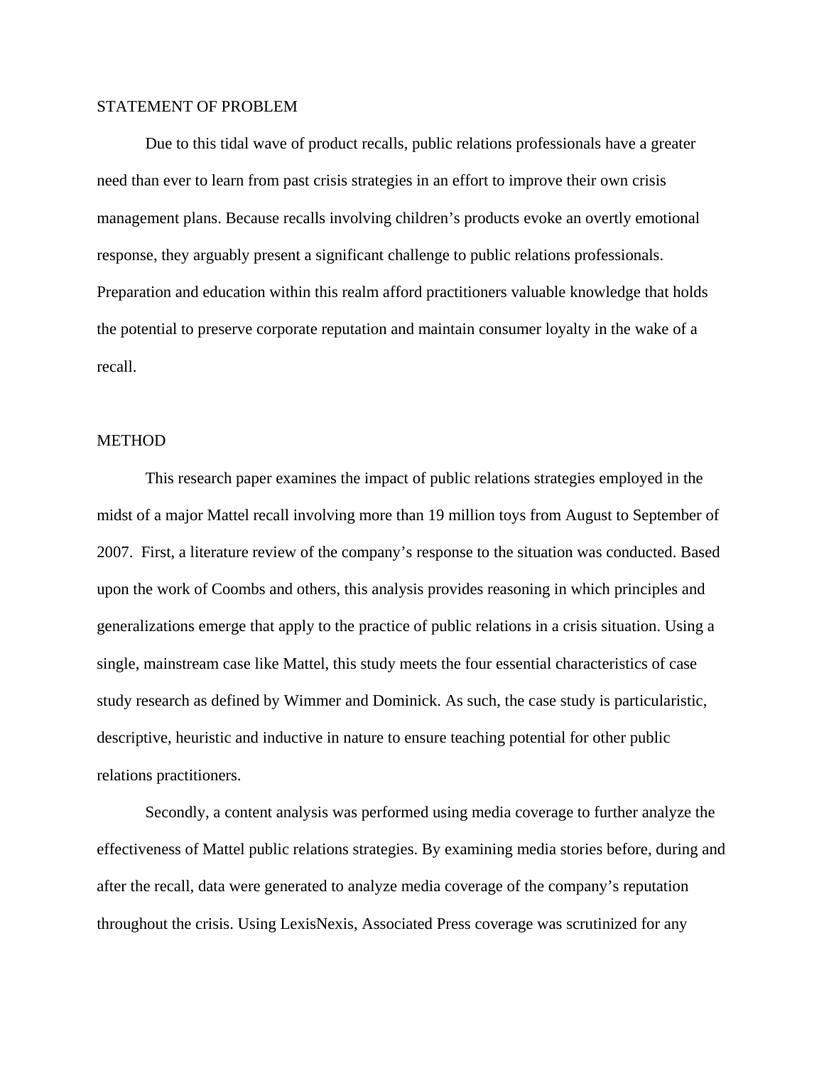## STATEMENT OF PROBLEM

Due to this tidal wave of product recalls, public relations professionals have a greater need than ever to learn from past crisis strategies in an effort to improve their own crisis management plans. Because recalls involving children's products evoke an overtly emotional response, they arguably present a significant challenge to public relations professionals. Preparation and education within this realm afford practitioners valuable knowledge that holds the potential to preserve corporate reputation and maintain consumer loyalty in the wake of a recall.

## METHOD

This research paper examines the impact of public relations strategies employed in the midst of a major Mattel recall involving more than 19 million toys from August to September of 2007. First, a literature review of the company's response to the situation was conducted. Based upon the work of Coombs and others, this analysis provides reasoning in which principles and generalizations emerge that apply to the practice of public relations in a crisis situation. Using a single, mainstream case like Mattel, this study meets the four essential characteristics of case study research as defined by Wimmer and Dominick. As such, the case study is particularistic, descriptive, heuristic and inductive in nature to ensure teaching potential for other public relations practitioners.

Secondly, a content analysis was performed using media coverage to further analyze the effectiveness of Mattel public relations strategies. By examining media stories before, during and after the recall, data were generated to analyze media coverage of the company's reputation throughout the crisis. Using LexisNexis, Associated Press coverage was scrutinized for any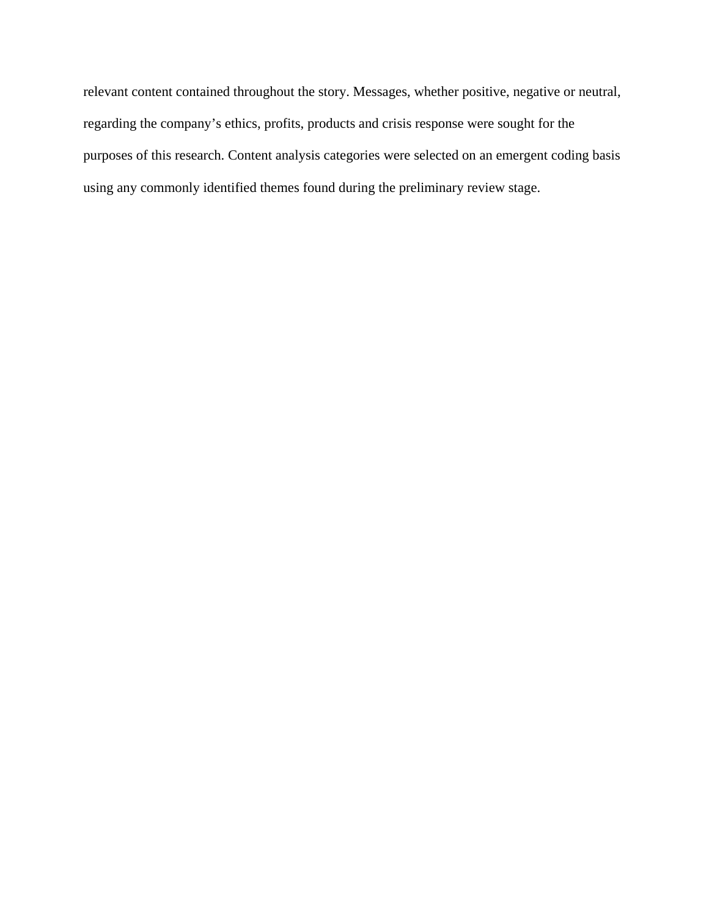relevant content contained throughout the story. Messages, whether positive, negative or neutral, regarding the company's ethics, profits, products and crisis response were sought for the purposes of this research. Content analysis categories were selected on an emergent coding basis using any commonly identified themes found during the preliminary review stage.